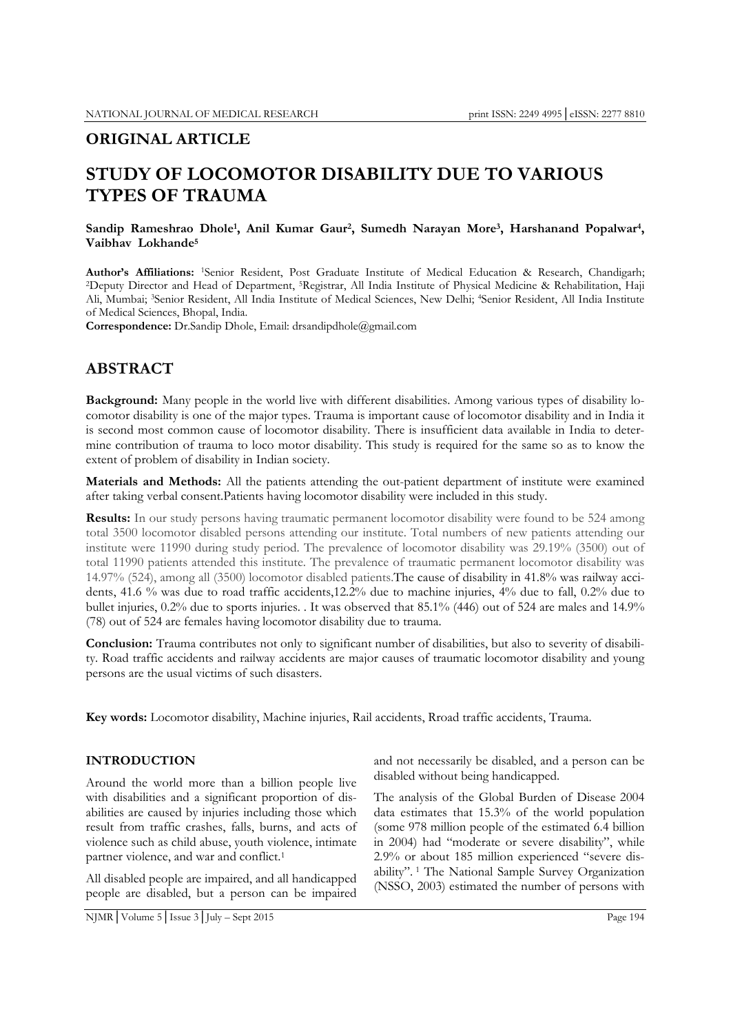## ORIGINAL ARTICLE

# STUDY OF LOCOMOTOR DISABILITY DUE TO VARIOUS TYPES OF TRAUMA

**Sandip Rameshrao Dhole[1], Anil Kumar Gaur[2], Sumedh Narayan More[3], Harshanand Popalwar[4], Vaibhav Lokhande[5]**

**Author's Affiliations:** [1]Senior Resident, Post Graduate Institute of Medical Education & Research, Chandigarh; [2]Deputy Director and Head of Department, [5]Registrar, All India Institute of Physical Medicine & Rehabilitation, Haji Ali, Mumbai; [3]Senior Resident, All India Institute of Medical Sciences, New Delhi; [4]Senior Resident, All India Institute of Medical Sciences, Bhopal, India.

**Correspondence:** Dr.Sandip Dhole, Email: drsandipdhole@gmail.com

## ABSTRACT

**Background:** Many people in the world live with different disabilities. Among various types of disability locomotor disability is one of the major types. Trauma is important cause of locomotor disability and in India it is second most common cause of locomotor disability. There is insufficient data available in India to determine contribution of trauma to loco motor disability. This study is required for the same so as to know the extent of problem of disability in Indian society.

**Materials and Methods:** All the patients attending the out-patient department of institute were examined after taking verbal consent.Patients having locomotor disability were included in this study.

**Results:** In our study persons having traumatic permanent locomotor disability were found to be 524 among total 3500 locomotor disabled persons attending our institute. Total numbers of new patients attending our institute were 11990 during study period. The prevalence of locomotor disability was 29.19% (3500) out of total 11990 patients attended this institute. The prevalence of traumatic permanent locomotor disability was 14.97% (524), among all (3500) locomotor disabled patients.The cause of disability in 41.8% was railway accidents, 41.6 % was due to road traffic accidents,12.2% due to machine injuries, 4% due to fall, 0.2% due to bullet injuries, 0.2% due to sports injuries. . It was observed that 85.1% (446) out of 524 are males and 14.9% (78) out of 524 are females having locomotor disability due to trauma.

**Conclusion:** Trauma contributes not only to significant number of disabilities, but also to severity of disability. Road traffic accidents and railway accidents are major causes of traumatic locomotor disability and young persons are the usual victims of such disasters.

**Key words:** Locomotor disability, Machine injuries, Rail accidents, Rroad traffic accidents, Trauma.

## INTRODUCTION

Around the world more than a billion people live with disabilities and a significant proportion of disabilities are caused by injuries including those which result from traffic crashes, falls, burns, and acts of violence such as child abuse, youth violence, intimate partner violence, and war and conflict.[1]

All disabled people are impaired, and all handicapped people are disabled, but a person can be impaired and not necessarily be disabled, and a person can be disabled without being handicapped.

The analysis of the Global Burden of Disease 2004 data estimates that 15.3% of the world population (some 978 million people of the estimated 6.4 billion in 2004) had "moderate or severe disability", while 2.9% or about 185 million experienced "severe disability". [1] The National Sample Survey Organization (NSSO, 2003) estimated the number of persons with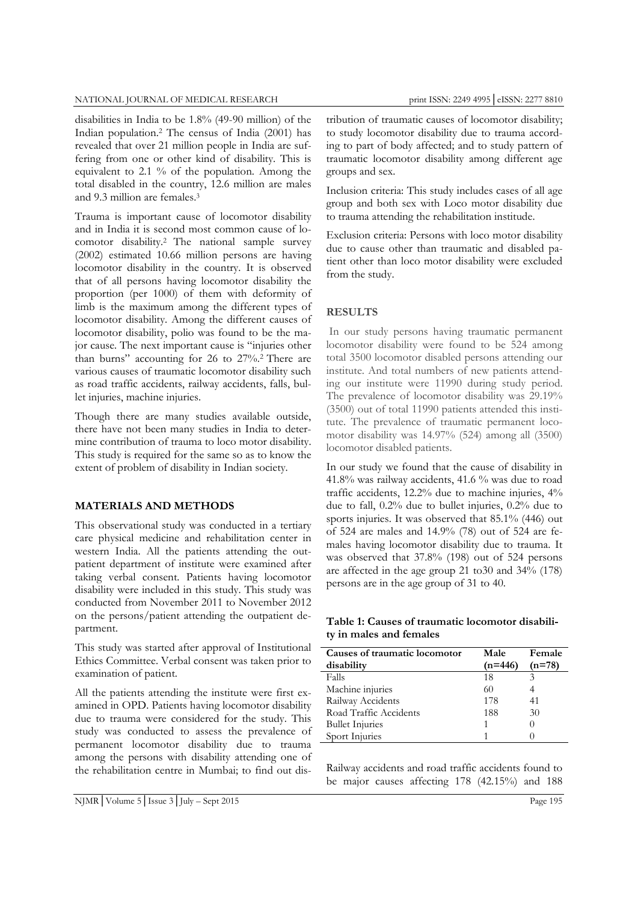disabilities in India to be 1.8% (49-90 million) of the Indian population.[2] The census of India (2001) has revealed that over 21 million people in India are suffering from one or other kind of disability. This is equivalent to 2.1 % of the population. Among the total disabled in the country, 12.6 million are males and 9.3 million are females.[3]

Trauma is important cause of locomotor disability and in India it is second most common cause of locomotor disability.[2] The national sample survey (2002) estimated 10.66 million persons are having locomotor disability in the country. It is observed that of all persons having locomotor disability the proportion (per 1000) of them with deformity of limb is the maximum among the different types of locomotor disability. Among the different causes of locomotor disability, polio was found to be the major cause. The next important cause is "injuries other than burns" accounting for 26 to 27%.[2] There are various causes of traumatic locomotor disability such as road traffic accidents, railway accidents, falls, bullet injuries, machine injuries.

Though there are many studies available outside, there have not been many studies in India to determine contribution of trauma to loco motor disability. This study is required for the same so as to know the extent of problem of disability in Indian society.

## MATERIALS AND METHODS

This observational study was conducted in a tertiary care physical medicine and rehabilitation center in western India. All the patients attending the outpatient department of institute were examined after taking verbal consent. Patients having locomotor disability were included in this study. This study was conducted from November 2011 to November 2012 on the persons/patient attending the outpatient department.

This study was started after approval of Institutional Ethics Committee. Verbal consent was taken prior to examination of patient.

All the patients attending the institute were first examined in OPD. Patients having locomotor disability due to trauma were considered for the study. This study was conducted to assess the prevalence of permanent locomotor disability due to trauma among the persons with disability attending one of the rehabilitation centre in Mumbai; to find out distribution of traumatic causes of locomotor disability; to study locomotor disability due to trauma according to part of body affected; and to study pattern of traumatic locomotor disability among different age groups and sex.

Inclusion criteria: This study includes cases of all age group and both sex with Loco motor disability due to trauma attending the rehabilitation institude.

Exclusion criteria: Persons with loco motor disability due to cause other than traumatic and disabled patient other than loco motor disability were excluded from the study.

## RESULTS

In our study persons having traumatic permanent locomotor disability were found to be 524 among total 3500 locomotor disabled persons attending our institute. And total numbers of new patients attending our institute were 11990 during study period. The prevalence of locomotor disability was 29.19% (3500) out of total 11990 patients attended this institute. The prevalence of traumatic permanent locomotor disability was 14.97% (524) among all (3500) locomotor disabled patients.

In our study we found that the cause of disability in 41.8% was railway accidents, 41.6 % was due to road traffic accidents, 12.2% due to machine injuries, 4% due to fall, 0.2% due to bullet injuries, 0.2% due to sports injuries. It was observed that 85.1% (446) out of 524 are males and 14.9% (78) out of 524 are females having locomotor disability due to trauma. It was observed that 37.8% (198) out of 524 persons are affected in the age group 21 to30 and 34% (178) persons are in the age group of 31 to 40.

**Table 1: Causes of traumatic locomotor disability in males and females**

| Causes of traumatic locomotor disability | Male (n=446) | Female (n=78) |
|---|---|---|
| Falls | 18 | 3 |
| Machine injuries | 60 | 4 |
| Railway Accidents | 178 | 41 |
| Road Traffic Accidents | 188 | 30 |
| Bullet Injuries | 1 | 0 |
| Sport Injuries | 1 | 0 |

Railway accidents and road traffic accidents found to be major causes affecting 178 (42.15%) and 188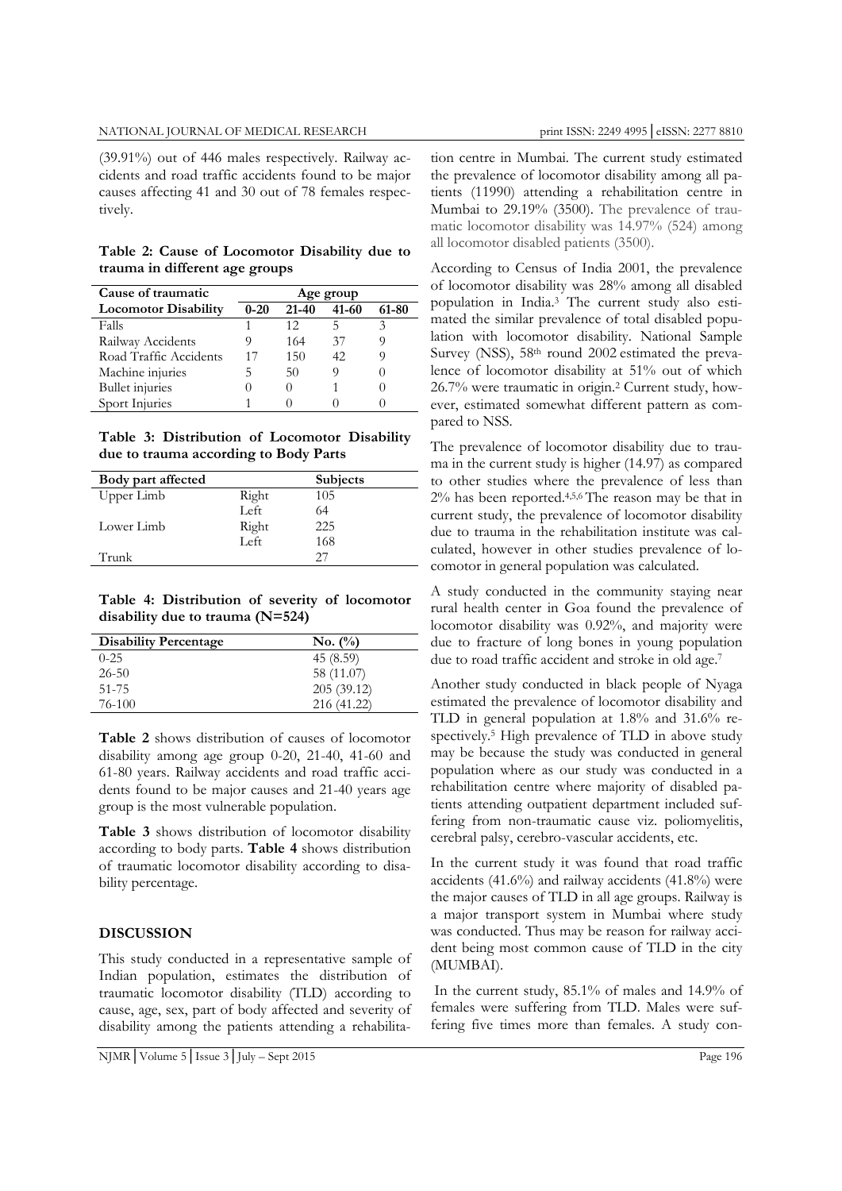(39.91%) out of 446 males respectively. Railway accidents and road traffic accidents found to be major causes affecting 41 and 30 out of 78 females respectively.

**Table 2: Cause of Locomotor Disability due to trauma in different age groups**

| Cause of traumatic Locomotor Disability | Age group 0-20 | 21-40 | 41-60 | 61-80 |
|---|---|---|---|---|
| Falls | 1 | 12 | 5 | 3 |
| Railway Accidents | 9 | 164 | 37 | 9 |
| Road Traffic Accidents | 17 | 150 | 42 | 9 |
| Machine injuries | 5 | 50 | 9 | 0 |
| Bullet injuries | 0 | 0 | 1 | 0 |
| Sport Injuries | 1 | 0 | 0 | 0 |

**Table 3: Distribution of Locomotor Disability due to trauma according to Body Parts**

| Body part affected | | Subjects |
|---|---|---|
| Upper Limb | Right | 105 |
| | Left | 64 |
| Lower Limb | Right | 225 |
| | Left | 168 |
| Trunk | | 27 |

**Table 4: Distribution of severity of locomotor disability due to trauma (N=524)**

| Disability Percentage | No. (%) |
|---|---|
| 0-25 | 45 (8.59) |
| 26-50 | 58 (11.07) |
| 51-75 | 205 (39.12) |
| 76-100 | 216 (41.22) |

**Table 2** shows distribution of causes of locomotor disability among age group 0-20, 21-40, 41-60 and 61-80 years. Railway accidents and road traffic accidents found to be major causes and 21-40 years age group is the most vulnerable population.

**Table 3** shows distribution of locomotor disability according to body parts. **Table 4** shows distribution of traumatic locomotor disability according to disability percentage.

## DISCUSSION

This study conducted in a representative sample of Indian population, estimates the distribution of traumatic locomotor disability (TLD) according to cause, age, sex, part of body affected and severity of disability among the patients attending a rehabilitation centre in Mumbai. The current study estimated the prevalence of locomotor disability among all patients (11990) attending a rehabilitation centre in Mumbai to 29.19% (3500). The prevalence of traumatic locomotor disability was 14.97% (524) among all locomotor disabled patients (3500).

According to Census of India 2001, the prevalence of locomotor disability was 28% among all disabled population in India.[3] The current study also estimated the similar prevalence of total disabled population with locomotor disability. National Sample Survey (NSS), 58th round 2002 estimated the prevalence of locomotor disability at 51% out of which 26.7% were traumatic in origin.[2] Current study, however, estimated somewhat different pattern as compared to NSS.

The prevalence of locomotor disability due to trauma in the current study is higher (14.97) as compared to other studies where the prevalence of less than 2% has been reported.[4,5,6] The reason may be that in current study, the prevalence of locomotor disability due to trauma in the rehabilitation institute was calculated, however in other studies prevalence of locomotor in general population was calculated.

A study conducted in the community staying near rural health center in Goa found the prevalence of locomotor disability was 0.92%, and majority were due to fracture of long bones in young population due to road traffic accident and stroke in old age.[7]

Another study conducted in black people of Nyaga estimated the prevalence of locomotor disability and TLD in general population at 1.8% and 31.6% respectively.[5] High prevalence of TLD in above study may be because the study was conducted in general population where as our study was conducted in a rehabilitation centre where majority of disabled patients attending outpatient department included suffering from non-traumatic cause viz. poliomyelitis, cerebral palsy, cerebro-vascular accidents, etc.

In the current study it was found that road traffic accidents (41.6%) and railway accidents (41.8%) were the major causes of TLD in all age groups. Railway is a major transport system in Mumbai where study was conducted. Thus may be reason for railway accident being most common cause of TLD in the city (MUMBAI).

In the current study, 85.1% of males and 14.9% of females were suffering from TLD. Males were suffering five times more than females. A study con-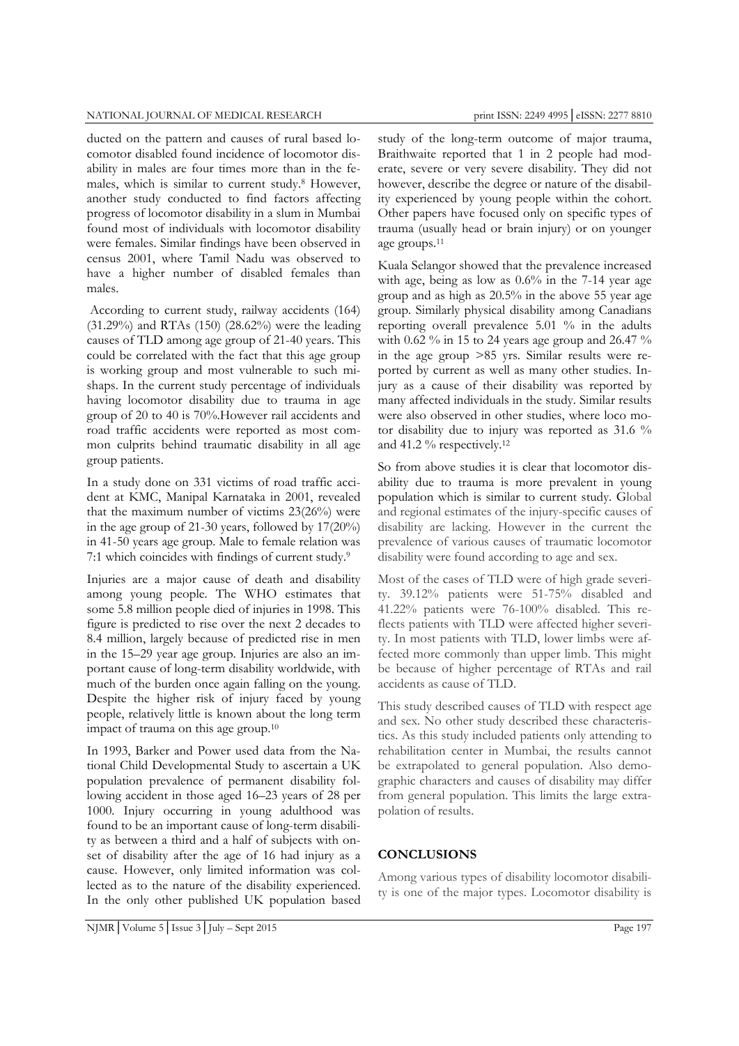ducted on the pattern and causes of rural based locomotor disabled found incidence of locomotor disability in males are four times more than in the females, which is similar to current study.[8] However, another study conducted to find factors affecting progress of locomotor disability in a slum in Mumbai found most of individuals with locomotor disability were females. Similar findings have been observed in census 2001, where Tamil Nadu was observed to have a higher number of disabled females than males.

According to current study, railway accidents (164) (31.29%) and RTAs (150) (28.62%) were the leading causes of TLD among age group of 21-40 years. This could be correlated with the fact that this age group is working group and most vulnerable to such mishaps. In the current study percentage of individuals having locomotor disability due to trauma in age group of 20 to 40 is 70%.However rail accidents and road traffic accidents were reported as most common culprits behind traumatic disability in all age group patients.

In a study done on 331 victims of road traffic accident at KMC, Manipal Karnataka in 2001, revealed that the maximum number of victims 23(26%) were in the age group of 21-30 years, followed by 17(20%) in 41-50 years age group. Male to female relation was 7:1 which coincides with findings of current study.[9]

Injuries are a major cause of death and disability among young people. The WHO estimates that some 5.8 million people died of injuries in 1998. This figure is predicted to rise over the next 2 decades to 8.4 million, largely because of predicted rise in men in the 15–29 year age group. Injuries are also an important cause of long-term disability worldwide, with much of the burden once again falling on the young. Despite the higher risk of injury faced by young people, relatively little is known about the long term impact of trauma on this age group.[10]

In 1993, Barker and Power used data from the National Child Developmental Study to ascertain a UK population prevalence of permanent disability following accident in those aged 16–23 years of 28 per 1000. Injury occurring in young adulthood was found to be an important cause of long-term disability as between a third and a half of subjects with onset of disability after the age of 16 had injury as a cause. However, only limited information was collected as to the nature of the disability experienced. In the only other published UK population based study of the long-term outcome of major trauma, Braithwaite reported that 1 in 2 people had moderate, severe or very severe disability. They did not however, describe the degree or nature of the disability experienced by young people within the cohort. Other papers have focused only on specific types of trauma (usually head or brain injury) or on younger age groups.[11]

Kuala Selangor showed that the prevalence increased with age, being as low as 0.6% in the 7-14 year age group and as high as 20.5% in the above 55 year age group. Similarly physical disability among Canadians reporting overall prevalence 5.01 % in the adults with 0.62 % in 15 to 24 years age group and 26.47 % in the age group >85 yrs. Similar results were reported by current as well as many other studies. Injury as a cause of their disability was reported by many affected individuals in the study. Similar results were also observed in other studies, where loco motor disability due to injury was reported as 31.6 % and 41.2 % respectively.[12]

So from above studies it is clear that locomotor disability due to trauma is more prevalent in young population which is similar to current study. Global and regional estimates of the injury-specific causes of disability are lacking. However in the current the prevalence of various causes of traumatic locomotor disability were found according to age and sex.

Most of the cases of TLD were of high grade severity. 39.12% patients were 51-75% disabled and 41.22% patients were 76-100% disabled. This reflects patients with TLD were affected higher severity. In most patients with TLD, lower limbs were affected more commonly than upper limb. This might be because of higher percentage of RTAs and rail accidents as cause of TLD.

This study described causes of TLD with respect age and sex. No other study described these characteristics. As this study included patients only attending to rehabilitation center in Mumbai, the results cannot be extrapolated to general population. Also demographic characters and causes of disability may differ from general population. This limits the large extrapolation of results.

## CONCLUSIONS

Among various types of disability locomotor disability is one of the major types. Locomotor disability is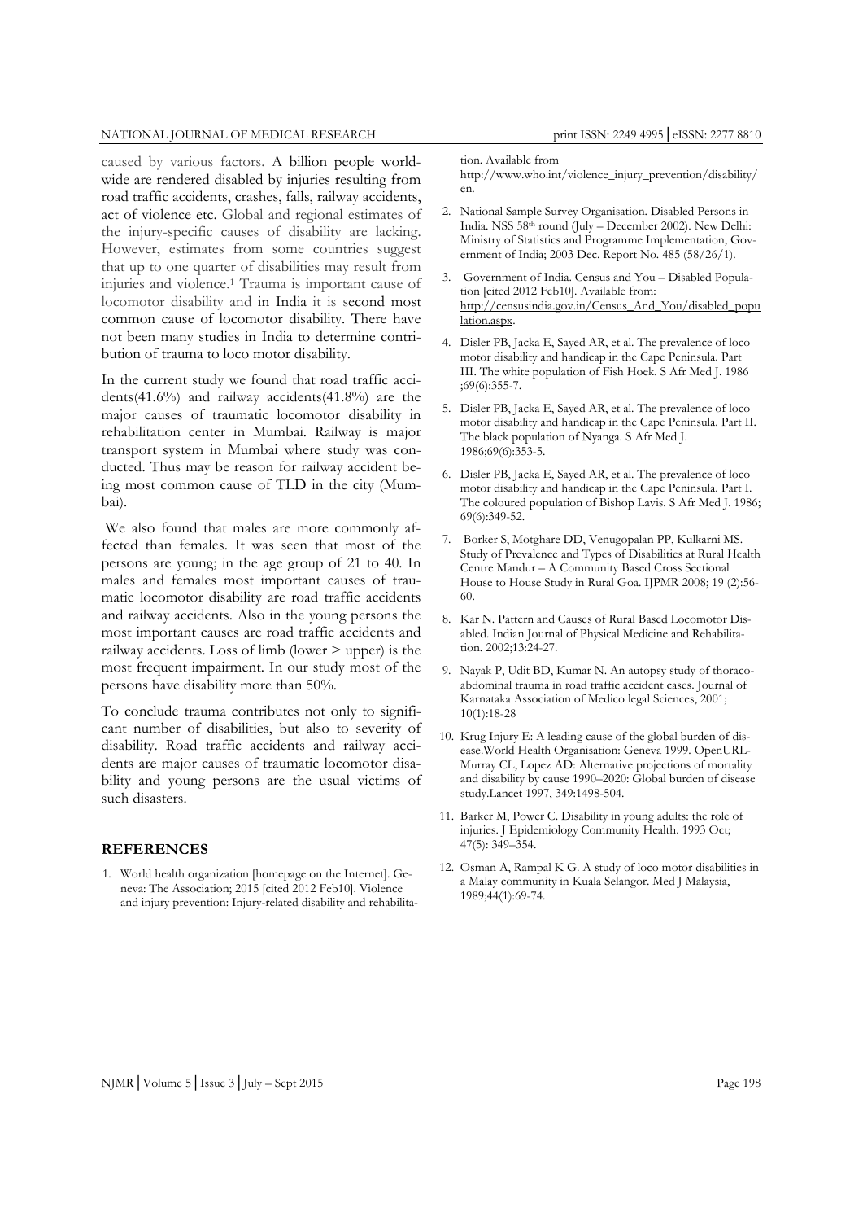caused by various factors. A billion people worldwide are rendered disabled by injuries resulting from road traffic accidents, crashes, falls, railway accidents, act of violence etc. Global and regional estimates of the injury-specific causes of disability are lacking. However, estimates from some countries suggest that up to one quarter of disabilities may result from injuries and violence.[1] Trauma is important cause of locomotor disability and in India it is second most common cause of locomotor disability. There have not been many studies in India to determine contribution of trauma to loco motor disability.

In the current study we found that road traffic accidents(41.6%) and railway accidents(41.8%) are the major causes of traumatic locomotor disability in rehabilitation center in Mumbai. Railway is major transport system in Mumbai where study was conducted. Thus may be reason for railway accident being most common cause of TLD in the city (Mumbai).

We also found that males are more commonly affected than females. It was seen that most of the persons are young; in the age group of 21 to 40. In males and females most important causes of traumatic locomotor disability are road traffic accidents and railway accidents. Also in the young persons the most important causes are road traffic accidents and railway accidents. Loss of limb (lower > upper) is the most frequent impairment. In our study most of the persons have disability more than 50%.

To conclude trauma contributes not only to significant number of disabilities, but also to severity of disability. Road traffic accidents and railway accidents are major causes of traumatic locomotor disability and young persons are the usual victims of such disasters.

## REFERENCES

1. World health organization [homepage on the Internet]. Geneva: The Association; 2015 [cited 2012 Feb10]. Violence and injury prevention: Injury-related disability and rehabilitation. Available from http://www.who.int/violence_injury_prevention/disability/en.
2. National Sample Survey Organisation. Disabled Persons in India. NSS 58th round (July – December 2002). New Delhi: Ministry of Statistics and Programme Implementation, Government of India; 2003 Dec. Report No. 485 (58/26/1).
3. Government of India. Census and You – Disabled Population [cited 2012 Feb10]. Available from: http://censusindia.gov.in/Census_And_You/disabled_population.aspx.
4. Disler PB, Jacka E, Sayed AR, et al. The prevalence of loco motor disability and handicap in the Cape Peninsula. Part III. The white population of Fish Hoek. S Afr Med J. 1986 ;69(6):355-7.
5. Disler PB, Jacka E, Sayed AR, et al. The prevalence of loco motor disability and handicap in the Cape Peninsula. Part II. The black population of Nyanga. S Afr Med J. 1986;69(6):353-5.
6. Disler PB, Jacka E, Sayed AR, et al. The prevalence of loco motor disability and handicap in the Cape Peninsula. Part I. The coloured population of Bishop Lavis. S Afr Med J. 1986; 69(6):349-52.
7. Borker S, Motghare DD, Venugopalan PP, Kulkarni MS. Study of Prevalence and Types of Disabilities at Rural Health Centre Mandur – A Community Based Cross Sectional House to House Study in Rural Goa. IJPMR 2008; 19 (2):56-60.
8. Kar N. Pattern and Causes of Rural Based Locomotor Disabled. Indian Journal of Physical Medicine and Rehabilitation. 2002;13:24-27.
9. Nayak P, Udit BD, Kumar N. An autopsy study of thoraco-abdominal trauma in road traffic accident cases. Journal of Karnataka Association of Medico legal Sciences, 2001; 10(1):18-28
10. Krug Injury E: A leading cause of the global burden of disease.World Health Organisation: Geneva 1999. OpenURL-Murray CL, Lopez AD: Alternative projections of mortality and disability by cause 1990–2020: Global burden of disease study.Lancet 1997, 349:1498-504.
11. Barker M, Power C. Disability in young adults: the role of injuries. J Epidemiology Community Health. 1993 Oct; 47(5): 349–354.
12. Osman A, Rampal K G. A study of loco motor disabilities in a Malay community in Kuala Selangor. Med J Malaysia, 1989;44(1):69-74.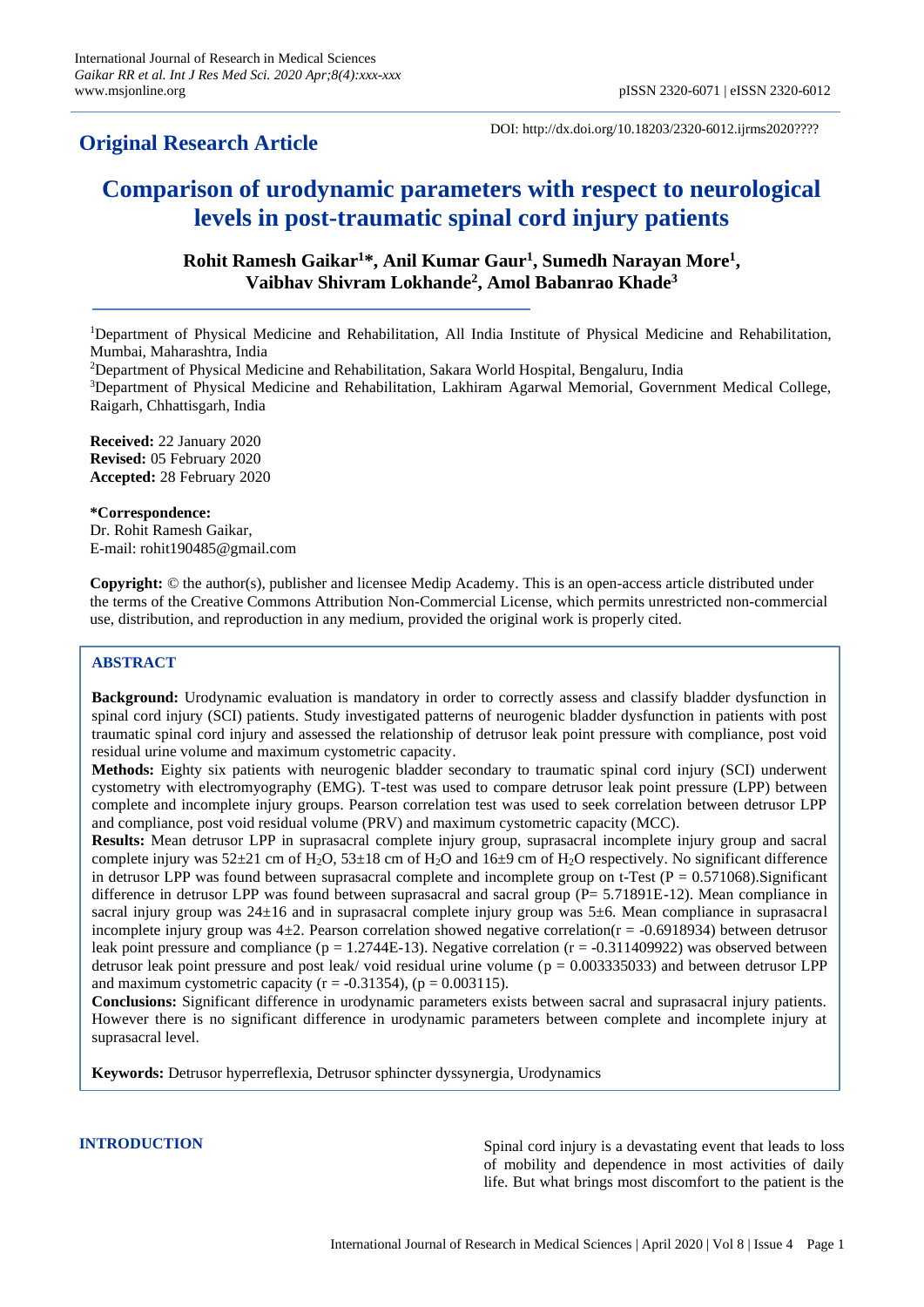# Original Research Article

DOI: http://dx.doi.org/10.18203/2320-6012.ijrms2020????

# Comparison of urodynamic parameters with respect to neurological levels in post-traumatic spinal cord injury patients

**Rohit Ramesh Gaikar[1]\*, Anil Kumar Gaur[1], Sumedh Narayan More[1], Vaibhav Shivram Lokhande[2], Amol Babanrao Khade[3]**

[1]Department of Physical Medicine and Rehabilitation, All India Institute of Physical Medicine and Rehabilitation, Mumbai, Maharashtra, India

[2]Department of Physical Medicine and Rehabilitation, Sakara World Hospital, Bengaluru, India

[3]Department of Physical Medicine and Rehabilitation, Lakhiram Agarwal Memorial, Government Medical College, Raigarh, Chhattisgarh, India

**Received:** 22 January 2020
**Revised:** 05 February 2020
**Accepted:** 28 February 2020

**\*Correspondence:**
Dr. Rohit Ramesh Gaikar,
E-mail: rohit190485@gmail.com

**Copyright:** © the author(s), publisher and licensee Medip Academy. This is an open-access article distributed under the terms of the Creative Commons Attribution Non-Commercial License, which permits unrestricted non-commercial use, distribution, and reproduction in any medium, provided the original work is properly cited.

## ABSTRACT

**Background:** Urodynamic evaluation is mandatory in order to correctly assess and classify bladder dysfunction in spinal cord injury (SCI) patients. Study investigated patterns of neurogenic bladder dysfunction in patients with post traumatic spinal cord injury and assessed the relationship of detrusor leak point pressure with compliance, post void residual urine volume and maximum cystometric capacity.

**Methods:** Eighty six patients with neurogenic bladder secondary to traumatic spinal cord injury (SCI) underwent cystometry with electromyography (EMG). T-test was used to compare detrusor leak point pressure (LPP) between complete and incomplete injury groups. Pearson correlation test was used to seek correlation between detrusor LPP and compliance, post void residual volume (PRV) and maximum cystometric capacity (MCC).

**Results:** Mean detrusor LPP in suprasacral complete injury group, suprasacral incomplete injury group and sacral complete injury was 52±21 cm of $H_2O$, 53±18 cm of $H_2O$ and 16±9 cm of $H_2O$ respectively. No significant difference in detrusor LPP was found between suprasacral complete and incomplete group on t-Test (P = 0.571068).Significant difference in detrusor LPP was found between suprasacral and sacral group (P= 5.71891E-12). Mean compliance in sacral injury group was 24±16 and in suprasacral complete injury group was 5±6. Mean compliance in suprasacral incomplete injury group was 4±2. Pearson correlation showed negative correlation(r = -0.6918934) between detrusor leak point pressure and compliance (p = 1.2744E-13). Negative correlation (r = -0.311409922) was observed between detrusor leak point pressure and post leak/ void residual urine volume (p = 0.003335033) and between detrusor LPP and maximum cystometric capacity (r = -0.31354), (p = 0.003115).

**Conclusions:** Significant difference in urodynamic parameters exists between sacral and suprasacral injury patients. However there is no significant difference in urodynamic parameters between complete and incomplete injury at suprasacral level.

**Keywords:** Detrusor hyperreflexia, Detrusor sphincter dyssynergia, Urodynamics

## INTRODUCTION

Spinal cord injury is a devastating event that leads to loss of mobility and dependence in most activities of daily life. But what brings most discomfort to the patient is the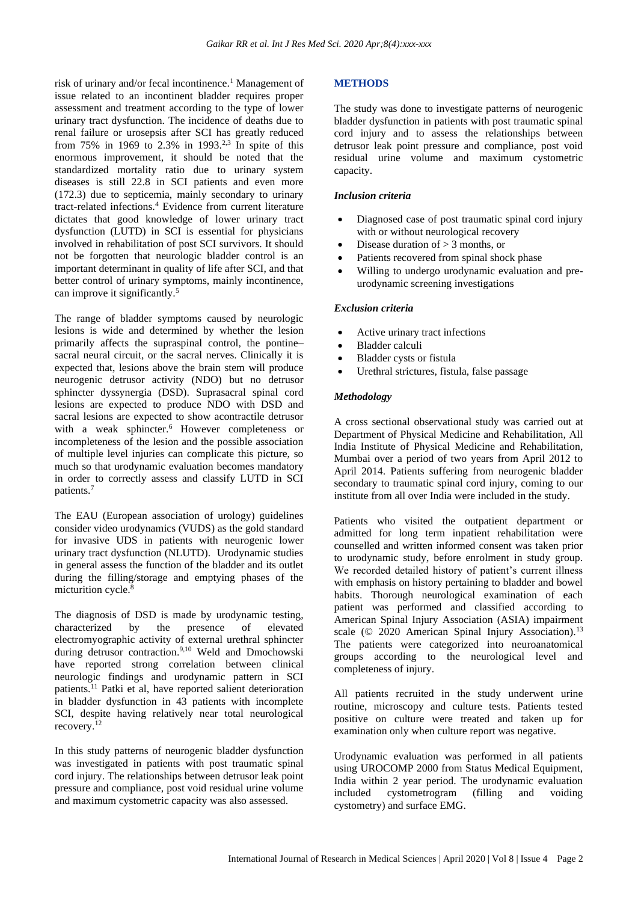risk of urinary and/or fecal incontinence.[1] Management of issue related to an incontinent bladder requires proper assessment and treatment according to the type of lower urinary tract dysfunction. The incidence of deaths due to renal failure or urosepsis after SCI has greatly reduced from 75% in 1969 to 2.3% in 1993.[2,3] In spite of this enormous improvement, it should be noted that the standardized mortality ratio due to urinary system diseases is still 22.8 in SCI patients and even more (172.3) due to septicemia, mainly secondary to urinary tract-related infections.[4] Evidence from current literature dictates that good knowledge of lower urinary tract dysfunction (LUTD) in SCI is essential for physicians involved in rehabilitation of post SCI survivors. It should not be forgotten that neurologic bladder control is an important determinant in quality of life after SCI, and that better control of urinary symptoms, mainly incontinence, can improve it significantly.[5]

The range of bladder symptoms caused by neurologic lesions is wide and determined by whether the lesion primarily affects the supraspinal control, the pontine–sacral neural circuit, or the sacral nerves. Clinically it is expected that, lesions above the brain stem will produce neurogenic detrusor activity (NDO) but no detrusor sphincter dyssynergia (DSD). Suprasacral spinal cord lesions are expected to produce NDO with DSD and sacral lesions are expected to show acontractile detrusor with a weak sphincter.[6] However completeness or incompleteness of the lesion and the possible association of multiple level injuries can complicate this picture, so much so that urodynamic evaluation becomes mandatory in order to correctly assess and classify LUTD in SCI patients.[7]

The EAU (European association of urology) guidelines consider video urodynamics (VUDS) as the gold standard for invasive UDS in patients with neurogenic lower urinary tract dysfunction (NLUTD). Urodynamic studies in general assess the function of the bladder and its outlet during the filling/storage and emptying phases of the micturition cycle.[8]

The diagnosis of DSD is made by urodynamic testing, characterized by the presence of elevated electromyographic activity of external urethral sphincter during detrusor contraction.[9,10] Weld and Dmochowski have reported strong correlation between clinical neurologic findings and urodynamic pattern in SCI patients.[11] Patki et al, have reported salient deterioration in bladder dysfunction in 43 patients with incomplete SCI, despite having relatively near total neurological recovery.[12]

In this study patterns of neurogenic bladder dysfunction was investigated in patients with post traumatic spinal cord injury. The relationships between detrusor leak point pressure and compliance, post void residual urine volume and maximum cystometric capacity was also assessed.

## METHODS

The study was done to investigate patterns of neurogenic bladder dysfunction in patients with post traumatic spinal cord injury and to assess the relationships between detrusor leak point pressure and compliance, post void residual urine volume and maximum cystometric capacity.

### *Inclusion criteria*

- Diagnosed case of post traumatic spinal cord injury with or without neurological recovery
- Disease duration of > 3 months, or
- Patients recovered from spinal shock phase
- Willing to undergo urodynamic evaluation and pre-urodynamic screening investigations

### *Exclusion criteria*

- Active urinary tract infections
- Bladder calculi
- Bladder cysts or fistula
- Urethral strictures, fistula, false passage

### *Methodology*

A cross sectional observational study was carried out at Department of Physical Medicine and Rehabilitation, All India Institute of Physical Medicine and Rehabilitation, Mumbai over a period of two years from April 2012 to April 2014. Patients suffering from neurogenic bladder secondary to traumatic spinal cord injury, coming to our institute from all over India were included in the study.

Patients who visited the outpatient department or admitted for long term inpatient rehabilitation were counselled and written informed consent was taken prior to urodynamic study, before enrolment in study group. We recorded detailed history of patient's current illness with emphasis on history pertaining to bladder and bowel habits. Thorough neurological examination of each patient was performed and classified according to American Spinal Injury Association (ASIA) impairment scale (© 2020 American Spinal Injury Association).[13] The patients were categorized into neuroanatomical groups according to the neurological level and completeness of injury.

All patients recruited in the study underwent urine routine, microscopy and culture tests. Patients tested positive on culture were treated and taken up for examination only when culture report was negative.

Urodynamic evaluation was performed in all patients using UROCOMP 2000 from Status Medical Equipment, India within 2 year period. The urodynamic evaluation included cystometrogram (filling and voiding cystometry) and surface EMG.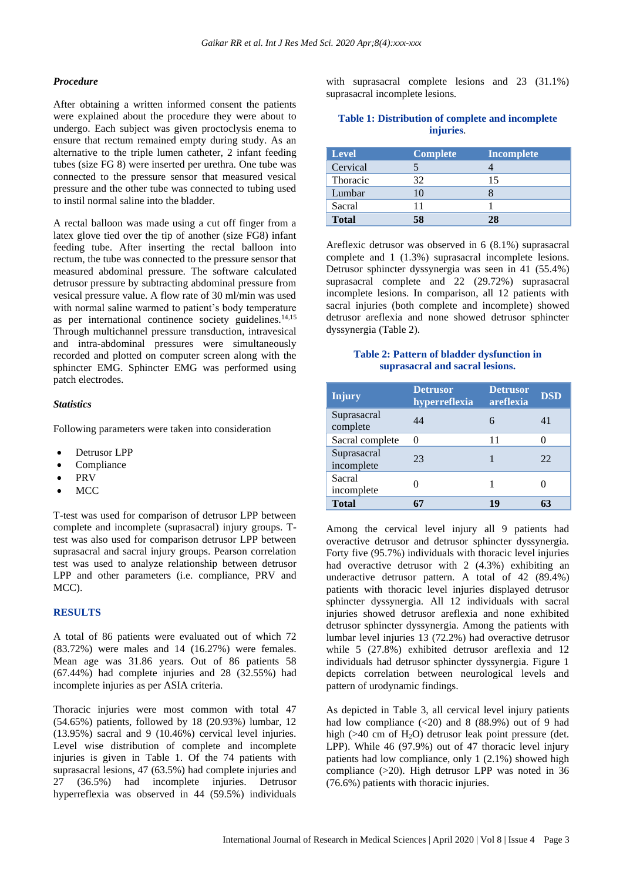### Procedure

After obtaining a written informed consent the patients were explained about the procedure they were about to undergo. Each subject was given proctoclysis enema to ensure that rectum remained empty during study. As an alternative to the triple lumen catheter, 2 infant feeding tubes (size FG 8) were inserted per urethra. One tube was connected to the pressure sensor that measured vesical pressure and the other tube was connected to tubing used to instil normal saline into the bladder.

A rectal balloon was made using a cut off finger from a latex glove tied over the tip of another (size FG8) infant feeding tube. After inserting the rectal balloon into rectum, the tube was connected to the pressure sensor that measured abdominal pressure. The software calculated detrusor pressure by subtracting abdominal pressure from vesical pressure value. A flow rate of 30 ml/min was used with normal saline warmed to patient's body temperature as per international continence society guidelines.[14,15] Through multichannel pressure transduction, intravesical and intra-abdominal pressures were simultaneously recorded and plotted on computer screen along with the sphincter EMG. Sphincter EMG was performed using patch electrodes.

### Statistics

Following parameters were taken into consideration

- Detrusor LPP
- Compliance
- PRV
- MCC

T-test was used for comparison of detrusor LPP between complete and incomplete (suprasacral) injury groups. T-test was also used for comparison detrusor LPP between suprasacral and sacral injury groups. Pearson correlation test was used to analyze relationship between detrusor LPP and other parameters (i.e. compliance, PRV and MCC).

## RESULTS

A total of 86 patients were evaluated out of which 72 (83.72%) were males and 14 (16.27%) were females. Mean age was 31.86 years. Out of 86 patients 58 (67.44%) had complete injuries and 28 (32.55%) had incomplete injuries as per ASIA criteria.

Thoracic injuries were most common with total 47 (54.65%) patients, followed by 18 (20.93%) lumbar, 12 (13.95%) sacral and 9 (10.46%) cervical level injuries. Level wise distribution of complete and incomplete injuries is given in Table 1. Of the 74 patients with suprasacral lesions, 47 (63.5%) had complete injuries and 27 (36.5%) had incomplete injuries. Detrusor hyperreflexia was observed in 44 (59.5%) individuals with suprasacral complete lesions and 23 (31.1%) suprasacral incomplete lesions.

**Table 1: Distribution of complete and incomplete injuries.**

| Level | Complete | Incomplete |
|---|---|---|
| Cervical | 5 | 4 |
| Thoracic | 32 | 15 |
| Lumbar | 10 | 8 |
| Sacral | 11 | 1 |
| **Total** | **58** | **28** |

Areflexic detrusor was observed in 6 (8.1%) suprasacral complete and 1 (1.3%) suprasacral incomplete lesions. Detrusor sphincter dyssynergia was seen in 41 (55.4%) suprasacral complete and 22 (29.72%) suprasacral incomplete lesions. In comparison, all 12 patients with sacral injuries (both complete and incomplete) showed detrusor areflexia and none showed detrusor sphincter dyssynergia (Table 2).

**Table 2: Pattern of bladder dysfunction in suprasacral and sacral lesions.**

| Injury | Detrusor hyperreflexia | Detrusor areflexia | DSD |
|---|---|---|---|
| Suprasacral complete | 44 | 6 | 41 |
| Sacral complete | 0 | 11 | 0 |
| Suprasacral incomplete | 23 | 1 | 22 |
| Sacral incomplete | 0 | 1 | 0 |
| **Total** | **67** | **19** | **63** |

Among the cervical level injury all 9 patients had overactive detrusor and detrusor sphincter dyssynergia. Forty five (95.7%) individuals with thoracic level injuries had overactive detrusor with 2 (4.3%) exhibiting an underactive detrusor pattern. A total of 42 (89.4%) patients with thoracic level injuries displayed detrusor sphincter dyssynergia. All 12 individuals with sacral injuries showed detrusor areflexia and none exhibited detrusor sphincter dyssynergia. Among the patients with lumbar level injuries 13 (72.2%) had overactive detrusor while 5 (27.8%) exhibited detrusor areflexia and 12 individuals had detrusor sphincter dyssynergia. Figure 1 depicts correlation between neurological levels and pattern of urodynamic findings.

As depicted in Table 3, all cervical level injury patients had low compliance (<20) and 8 (88.9%) out of 9 had high (>40 cm of $H_2O$) detrusor leak point pressure (det. LPP). While 46 (97.9%) out of 47 thoracic level injury patients had low compliance, only 1 (2.1%) showed high compliance (>20). High detrusor LPP was noted in 36 (76.6%) patients with thoracic injuries.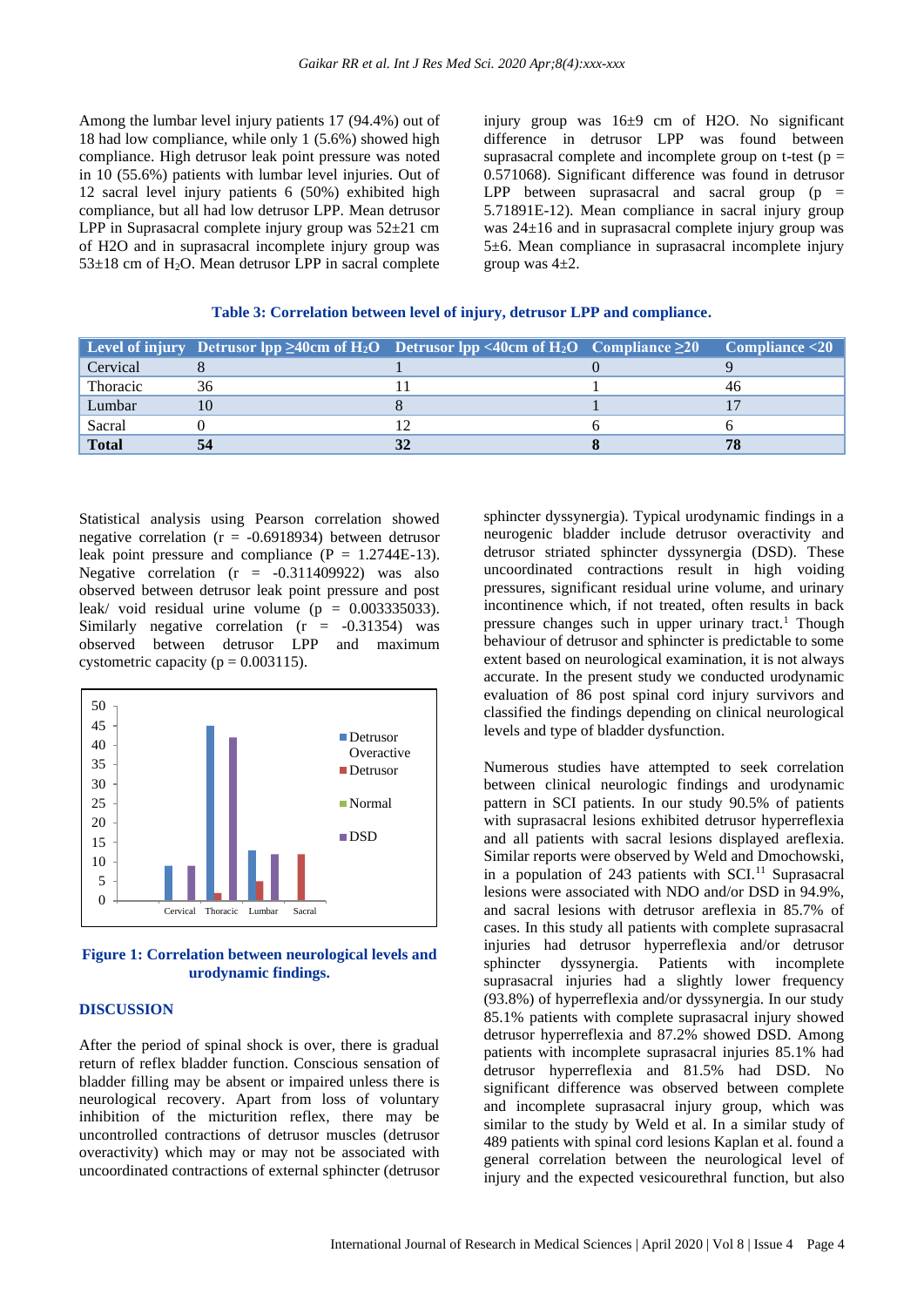Among the lumbar level injury patients 17 (94.4%) out of 18 had low compliance, while only 1 (5.6%) showed high compliance. High detrusor leak point pressure was noted in 10 (55.6%) patients with lumbar level injuries. Out of 12 sacral level injury patients 6 (50%) exhibited high compliance, but all had low detrusor LPP. Mean detrusor LPP in Suprasacral complete injury group was 52±21 cm of H2O and in suprasacral incomplete injury group was 53±18 cm of $H_2O$. Mean detrusor LPP in sacral complete injury group was 16±9 cm of H2O. No significant difference in detrusor LPP was found between suprasacral complete and incomplete group on t-test (p = 0.571068). Significant difference was found in detrusor LPP between suprasacral and sacral group (p = 5.71891E-12). Mean compliance in sacral injury group was 24±16 and in suprasacral complete injury group was 5±6. Mean compliance in suprasacral incomplete injury group was 4±2.

**Table 3: Correlation between level of injury, detrusor LPP and compliance.**

| Level of injury | Detrusor lpp ≥40cm of $H_2O$ | Detrusor lpp <40cm of $H_2O$ | Compliance ≥20 | Compliance <20 |
|---|---|---|---|---|
| Cervical | 8 | 1 | 0 | 9 |
| Thoracic | 36 | 11 | 1 | 46 |
| Lumbar | 10 | 8 | 1 | 17 |
| Sacral | 0 | 12 | 6 | 6 |
| **Total** | **54** | **32** | **8** | **78** |

Statistical analysis using Pearson correlation showed negative correlation (r = -0.6918934) between detrusor leak point pressure and compliance (P = 1.2744E-13). Negative correlation (r = -0.311409922) was also observed between detrusor leak point pressure and post leak/ void residual urine volume (p = 0.003335033). Similarly negative correlation (r = -0.31354) was observed between detrusor LPP and maximum cystometric capacity (p = 0.003115).

**Figure 1: Correlation between neurological levels and urodynamic findings.**

## DISCUSSION

After the period of spinal shock is over, there is gradual return of reflex bladder function. Conscious sensation of bladder filling may be absent or impaired unless there is neurological recovery. Apart from loss of voluntary inhibition of the micturition reflex, there may be uncontrolled contractions of detrusor muscles (detrusor overactivity) which may or may not be associated with uncoordinated contractions of external sphincter (detrusor sphincter dyssynergia). Typical urodynamic findings in a neurogenic bladder include detrusor overactivity and detrusor striated sphincter dyssynergia (DSD). These uncoordinated contractions result in high voiding pressures, significant residual urine volume, and urinary incontinence which, if not treated, often results in back pressure changes such in upper urinary tract.[1] Though behaviour of detrusor and sphincter is predictable to some extent based on neurological examination, it is not always accurate. In the present study we conducted urodynamic evaluation of 86 post spinal cord injury survivors and classified the findings depending on clinical neurological levels and type of bladder dysfunction.

Numerous studies have attempted to seek correlation between clinical neurologic findings and urodynamic pattern in SCI patients. In our study 90.5% of patients with suprasacral lesions exhibited detrusor hyperreflexia and all patients with sacral lesions displayed areflexia. Similar reports were observed by Weld and Dmochowski, in a population of 243 patients with SCI.[11] Suprasacral lesions were associated with NDO and/or DSD in 94.9%, and sacral lesions with detrusor areflexia in 85.7% of cases. In this study all patients with complete suprasacral injuries had detrusor hyperreflexia and/or detrusor sphincter dyssynergia. Patients with incomplete suprasacral injuries had a slightly lower frequency (93.8%) of hyperreflexia and/or dyssynergia. In our study 85.1% patients with complete suprasacral injury showed detrusor hyperreflexia and 87.2% showed DSD. Among patients with incomplete suprasacral injuries 85.1% had detrusor hyperreflexia and 81.5% had DSD. No significant difference was observed between complete and incomplete suprasacral injury group, which was similar to the study by Weld et al. In a similar study of 489 patients with spinal cord lesions Kaplan et al. found a general correlation between the neurological level of injury and the expected vesicourethral function, but also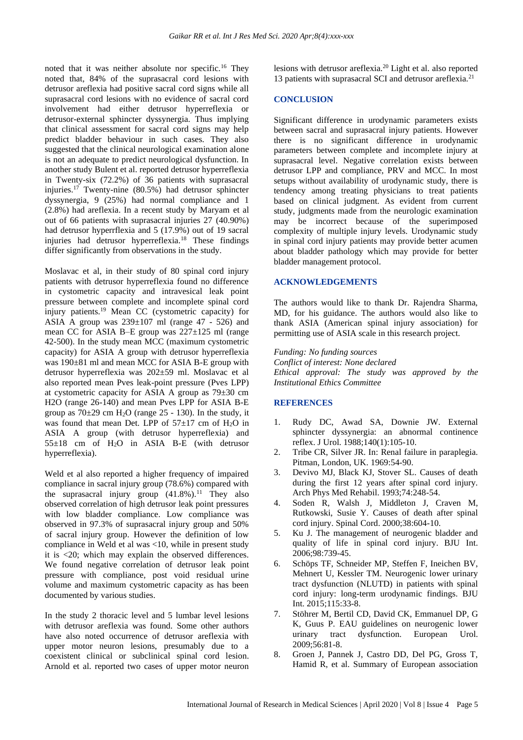noted that it was neither absolute nor specific.[16] They noted that, 84% of the suprasacral cord lesions with detrusor areflexia had positive sacral cord signs while all suprasacral cord lesions with no evidence of sacral cord involvement had either detrusor hyperreflexia or detrusor-external sphincter dyssynergia. Thus implying that clinical assessment for sacral cord signs may help predict bladder behaviour in such cases. They also suggested that the clinical neurological examination alone is not an adequate to predict neurological dysfunction. In another study Bulent et al. reported detrusor hyperreflexia in Twenty-six (72.2%) of 36 patients with suprasacral injuries.[17] Twenty-nine (80.5%) had detrusor sphincter dyssynergia, 9 (25%) had normal compliance and 1 (2.8%) had areflexia. In a recent study by Maryam et al out of 66 patients with suprasacral injuries 27 (40.90%) had detrusor hyperrflexia and 5 (17.9%) out of 19 sacral injuries had detrusor hyperreflexia.[18] These findings differ significantly from observations in the study.

Moslavac et al, in their study of 80 spinal cord injury patients with detrusor hyperreflexia found no difference in cystometric capacity and intravesical leak point pressure between complete and incomplete spinal cord injury patients.[19] Mean CC (cystometric capacity) for ASIA A group was 239±107 ml (range 47 - 526) and mean CC for ASIA B–E group was 227±125 ml (range 42-500). In the study mean MCC (maximum cystometric capacity) for ASIA A group with detrusor hyperreflexia was 190±81 ml and mean MCC for ASIA B-E group with detrusor hyperreflexia was 202±59 ml. Moslavac et al also reported mean Pves leak-point pressure (Pves LPP) at cystometric capacity for ASIA A group as 79±30 cm H2O (range 26-140) and mean Pves LPP for ASIA B-E group as 70±29 cm $H_2O$ (range 25 - 130). In the study, it was found that mean Det. LPP of 57±17 cm of $H_2O$ in ASIA A group (with detrusor hyperreflexia) and 55±18 cm of $H_2O$ in ASIA B-E (with detrusor hyperreflexia).

Weld et al also reported a higher frequency of impaired compliance in sacral injury group (78.6%) compared with the suprasacral injury group (41.8%).[11] They also observed correlation of high detrusor leak point pressures with low bladder compliance. Low compliance was observed in 97.3% of suprasacral injury group and 50% of sacral injury group. However the definition of low compliance in Weld et al was <10, while in present study it is <20; which may explain the observed differences. We found negative correlation of detrusor leak point pressure with compliance, post void residual urine volume and maximum cystometric capacity as has been documented by various studies.

In the study 2 thoracic level and 5 lumbar level lesions with detrusor areflexia was found. Some other authors have also noted occurrence of detrusor areflexia with upper motor neuron lesions, presumably due to a coexistent clinical or subclinical spinal cord lesion. Arnold et al. reported two cases of upper motor neuron lesions with detrusor areflexia.[20] Light et al. also reported 13 patients with suprasacral SCI and detrusor areflexia.[21]

## CONCLUSION

Significant difference in urodynamic parameters exists between sacral and suprasacral injury patients. However there is no significant difference in urodynamic parameters between complete and incomplete injury at suprasacral level. Negative correlation exists between detrusor LPP and compliance, PRV and MCC. In most setups without availability of urodynamic study, there is tendency among treating physicians to treat patients based on clinical judgment. As evident from current study, judgments made from the neurologic examination may be incorrect because of the superimposed complexity of multiple injury levels. Urodynamic study in spinal cord injury patients may provide better acumen about bladder pathology which may provide for better bladder management protocol.

## ACKNOWLEDGEMENTS

The authors would like to thank Dr. Rajendra Sharma, MD, for his guidance. The authors would also like to thank ASIA (American spinal injury association) for permitting use of ASIA scale in this research project.

*Funding: No funding sources*
*Conflict of interest: None declared*
*Ethical approval: The study was approved by the Institutional Ethics Committee*

## REFERENCES

1. Rudy DC, Awad SA, Downie JW. External sphincter dyssynergia: an abnormal continence reflex. J Urol. 1988;140(1):105-10.
2. Tribe CR, Silver JR. In: Renal failure in paraplegia. Pitman, London, UK. 1969:54-90.
3. Devivo MJ, Black KJ, Stover SL. Causes of death during the first 12 years after spinal cord injury. Arch Phys Med Rehabil. 1993;74:248-54.
4. Soden R, Walsh J, Middleton J, Craven M, Rutkowski, Susie Y. Causes of death after spinal cord injury. Spinal Cord. 2000;38:604-10.
5. Ku J. The management of neurogenic bladder and quality of life in spinal cord injury. BJU Int. 2006;98:739-45.
6. Schöps TF, Schneider MP, Steffen F, Ineichen BV, Mehnert U, Kessler TM. Neurogenic lower urinary tract dysfunction (NLUTD) in patients with spinal cord injury: long-term urodynamic findings. BJU Int. 2015;115:33-8.
7. Stöhrer M, Bertil CD, David CK, Emmanuel DP, G K, Guus P. EAU guidelines on neurogenic lower urinary tract dysfunction. European Urol. 2009;56:81-8.
8. Groen J, Pannek J, Castro DD, Del PG, Gross T, Hamid R, et al. Summary of European association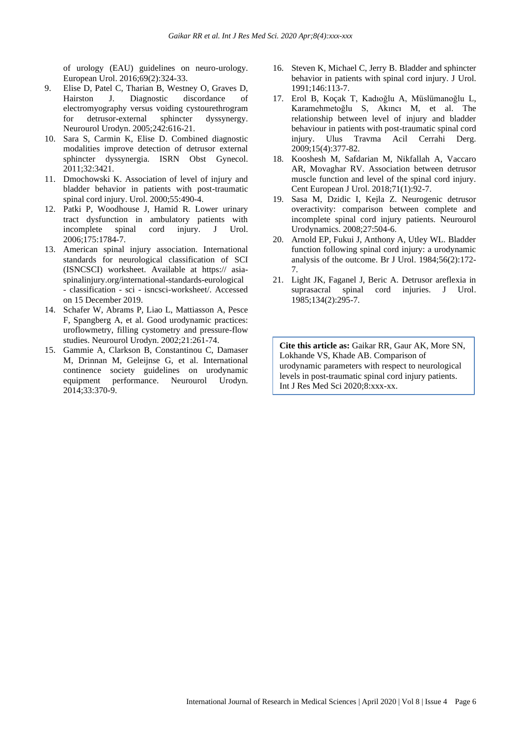of urology (EAU) guidelines on neuro-urology. European Urol. 2016;69(2):324-33.

9. Elise D, Patel C, Tharian B, Westney O, Graves D, Hairston J. Diagnostic discordance of electromyography versus voiding cystourethrogram for detrusor-external sphincter dyssynergy. Neurourol Urodyn. 2005;242:616-21.
10. Sara S, Carmin K, Elise D. Combined diagnostic modalities improve detection of detrusor external sphincter dyssynergia. ISRN Obst Gynecol. 2011;32:3421.
11. Dmochowski K. Association of level of injury and bladder behavior in patients with post-traumatic spinal cord injury. Urol. 2000;55:490-4.
12. Patki P, Woodhouse J, Hamid R. Lower urinary tract dysfunction in ambulatory patients with incomplete spinal cord injury. J Urol. 2006;175:1784-7.
13. American spinal injury association. International standards for neurological classification of SCI (ISNCSCI) worksheet. Available at https:// asia-spinalinjury.org/international-standards-eurological - classification - sci - isncsci-worksheet/. Accessed on 15 December 2019.
14. Schafer W, Abrams P, Liao L, Mattiasson A, Pesce F, Spangberg A, et al. Good urodynamic practices: uroflowmetry, filling cystometry and pressure-flow studies. Neurourol Urodyn. 2002;21:261-74.
15. Gammie A, Clarkson B, Constantinou C, Damaser M, Drinnan M, Geleijnse G, et al. International continence society guidelines on urodynamic equipment performance. Neurourol Urodyn. 2014;33:370-9.
16. Steven K, Michael C, Jerry B. Bladder and sphincter behavior in patients with spinal cord injury. J Urol. 1991;146:113-7.
17. Erol B, Koçak T, Kadıoğlu A, Müslümanoğlu L, Karamehmetoğlu S, Akıncı M, et al. The relationship between level of injury and bladder behaviour in patients with post-traumatic spinal cord injury. Ulus Travma Acil Cerrahi Derg. 2009;15(4):377-82.
18. Kooshesh M, Safdarian M, Nikfallah A, Vaccaro AR, Movaghar RV. Association between detrusor muscle function and level of the spinal cord injury. Cent European J Urol. 2018;71(1):92-7.
19. Sasa M, Dzidic I, Kejla Z. Neurogenic detrusor overactivity: comparison between complete and incomplete spinal cord injury patients. Neurourol Urodynamics. 2008;27:504-6.
20. Arnold EP, Fukui J, Anthony A, Utley WL. Bladder function following spinal cord injury: a urodynamic analysis of the outcome. Br J Urol. 1984;56(2):172-7.
21. Light JK, Faganel J, Beric A. Detrusor areflexia in suprasacral spinal cord injuries. J Urol. 1985;134(2):295-7.

**Cite this article as:** Gaikar RR, Gaur AK, More SN, Lokhande VS, Khade AB. Comparison of urodynamic parameters with respect to neurological levels in post-traumatic spinal cord injury patients. Int J Res Med Sci 2020;8:xxx-xx.